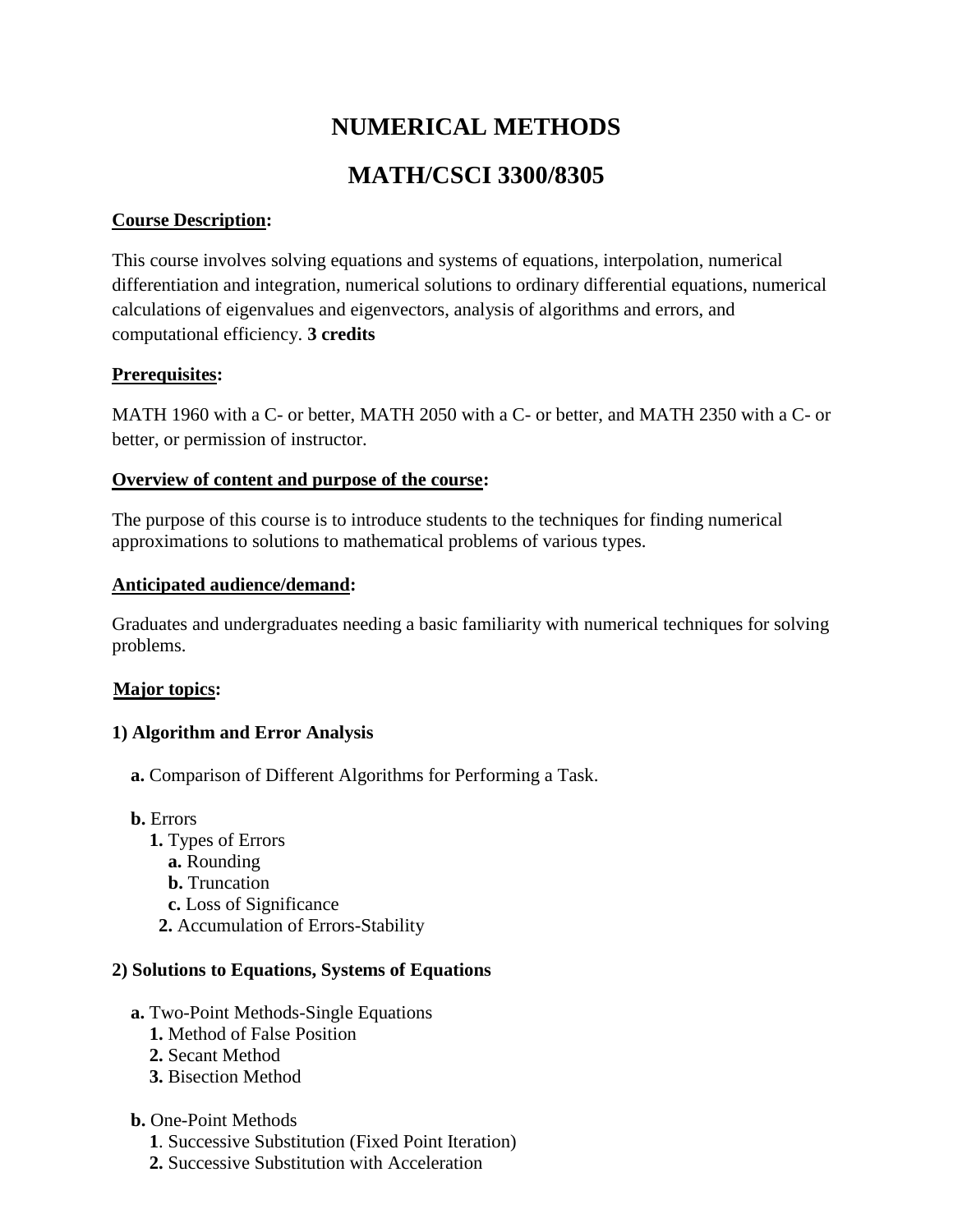# NUMERICAL METHODS

# MATH/CSCI 3300/8305

**Course Description:**

This course involves solving equations and systems of equations, interpolation, numerical differentiation and integration, numerical solutions to ordinary differential equations, numerical calculations of eigenvalues and eigenvectors, analysis of algorithms and errors, and computational efficiency. **3 credits**

**Prerequisites:**

MATH 1960 with a C- or better, MATH 2050 with a C- or better, and MATH 2350 with a C- or better, or permission of instructor.

**Overview of content and purpose of the course:**

The purpose of this course is to introduce students to the techniques for finding numerical approximations to solutions to mathematical problems of various types.

**Anticipated audience/demand:**

Graduates and undergraduates needing a basic familiarity with numerical techniques for solving problems.

**Major topics:**

**1) Algorithm and Error Analysis**

- **a.** Comparison of Different Algorithms for Performing a Task.
- **b.** Errors
  - **1.** Types of Errors
    - **a.** Rounding
    - **b.** Truncation
    - **c.** Loss of Significance
  - **2.** Accumulation of Errors-Stability

**2) Solutions to Equations, Systems of Equations**

- **a.** Two-Point Methods-Single Equations
  - **1.** Method of False Position
  - **2.** Secant Method
  - **3.** Bisection Method
- **b.** One-Point Methods
  - **1**. Successive Substitution (Fixed Point Iteration)
  - **2.** Successive Substitution with Acceleration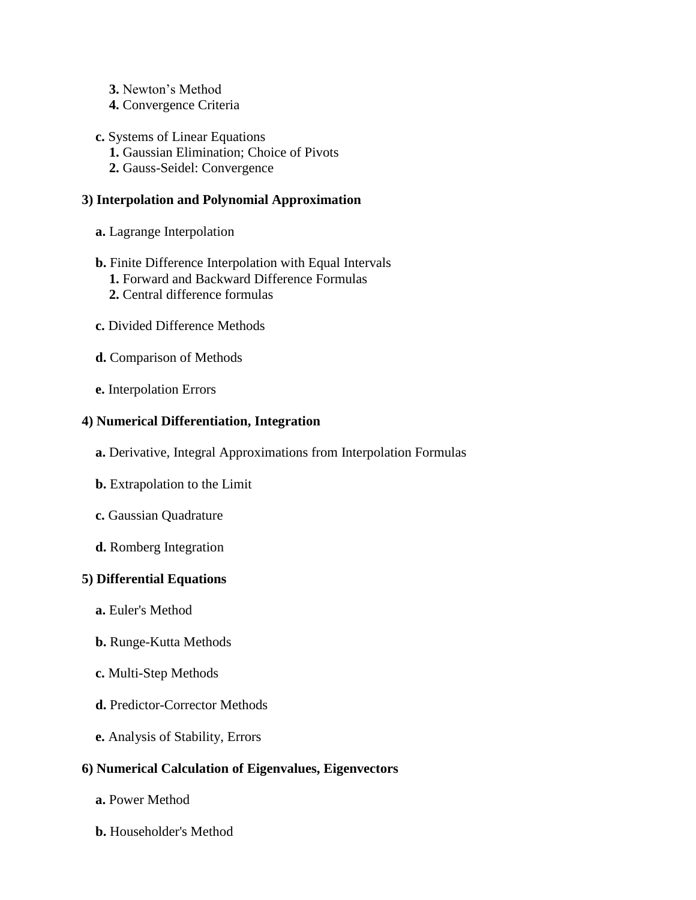**3.** Newton’s Method
   **4.** Convergence Criteria

  **c.** Systems of Linear Equations
   **1.** Gaussian Elimination; Choice of Pivots
   **2.** Gauss-Seidel: Convergence

**3) Interpolation and Polynomial Approximation**

  **a.** Lagrange Interpolation

  **b.** Finite Difference Interpolation with Equal Intervals
   **1.** Forward and Backward Difference Formulas
   **2.** Central difference formulas

  **c.** Divided Difference Methods

  **d.** Comparison of Methods

  **e.** Interpolation Errors

**4) Numerical Differentiation, Integration**

  **a.** Derivative, Integral Approximations from Interpolation Formulas

  **b.** Extrapolation to the Limit

  **c.** Gaussian Quadrature

  **d.** Romberg Integration

**5) Differential Equations**

  **a.** Euler's Method

  **b.** Runge-Kutta Methods

  **c.** Multi-Step Methods

  **d.** Predictor-Corrector Methods

  **e.** Analysis of Stability, Errors

**6) Numerical Calculation of Eigenvalues, Eigenvectors**

  **a.** Power Method

  **b.** Householder's Method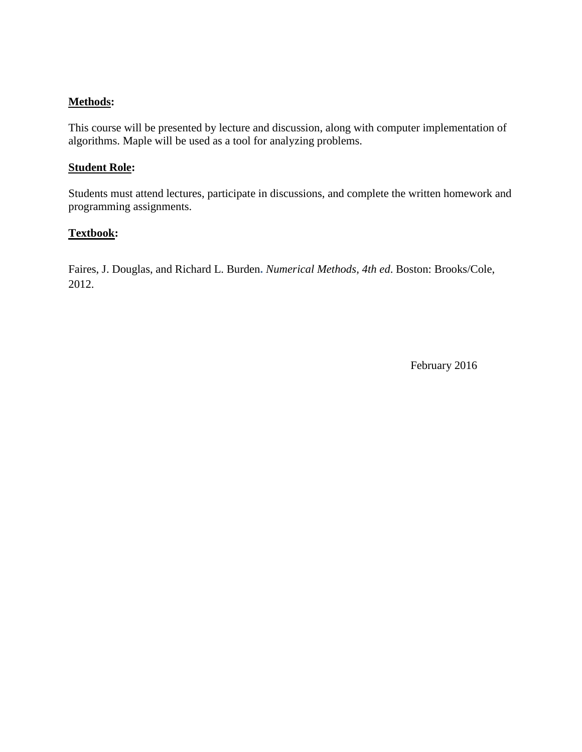**Methods:**

This course will be presented by lecture and discussion, along with computer implementation of algorithms. Maple will be used as a tool for analyzing problems.

**Student Role:**

Students must attend lectures, participate in discussions, and complete the written homework and programming assignments.

**Textbook:**

Faires, J. Douglas, and Richard L. Burden. *Numerical Methods, 4th ed*. Boston: Brooks/Cole, 2012.

February 2016